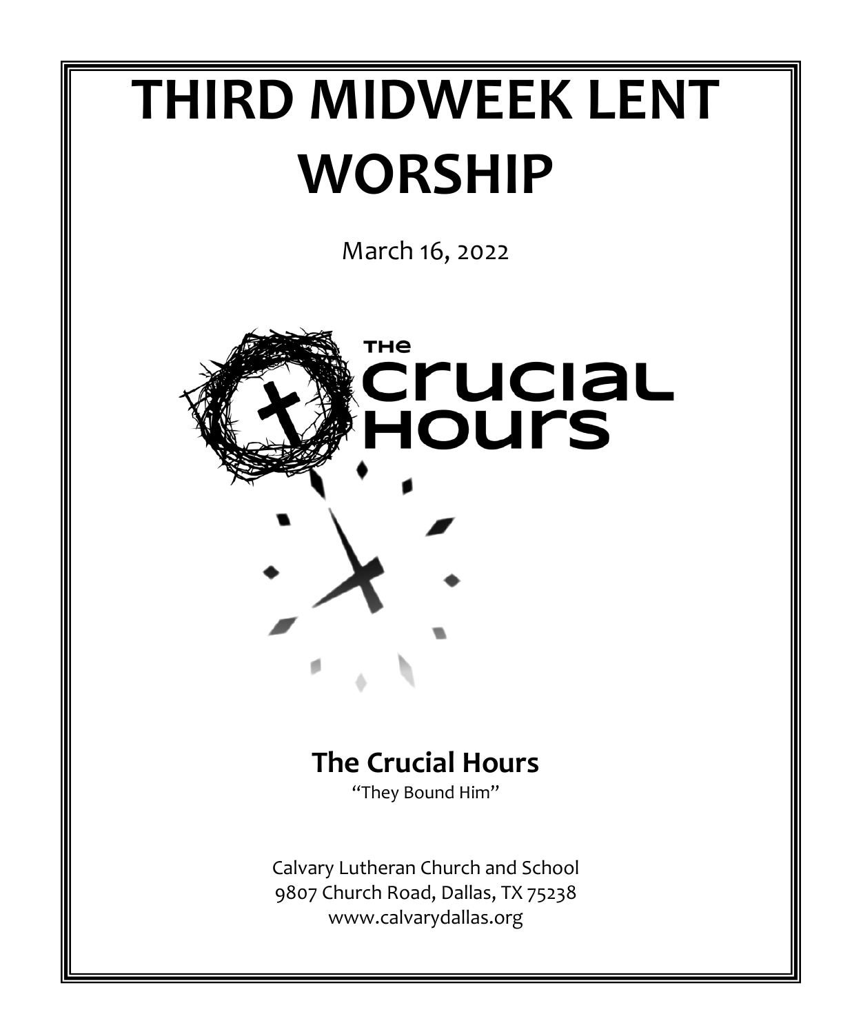# THIRD MIDWEEK LENT WORSHIP

March 16, 2022

THE crucial Hours

## The Crucial Hours

"They Bound Him"

Calvary Lutheran Church and School
9807 Church Road, Dallas, TX 75238
www.calvarydallas.org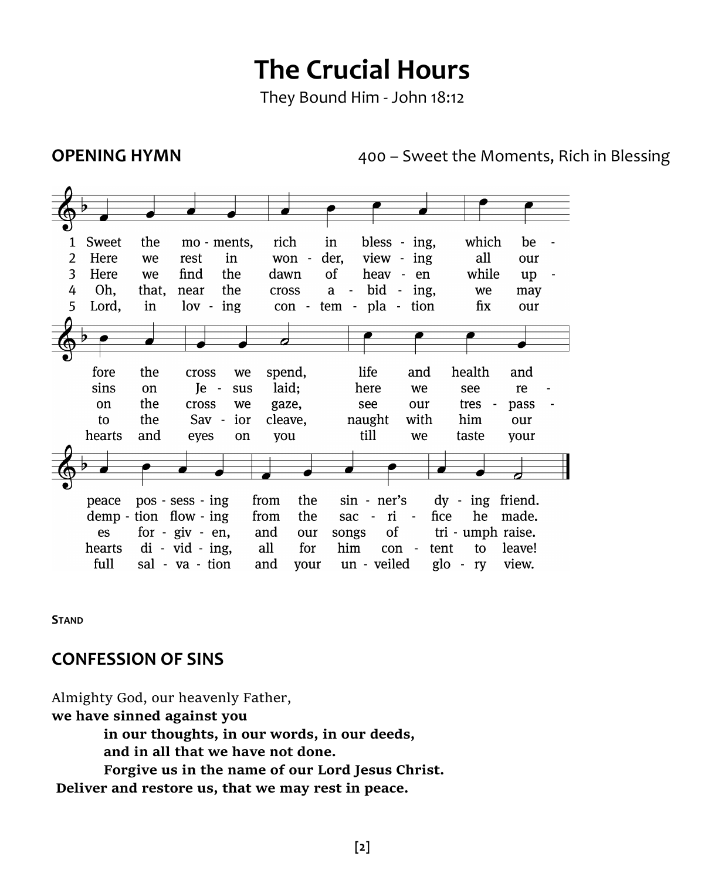# The Crucial Hours

They Bound Him - John 18:12

**OPENING HYMN** 400 – Sweet the Moments, Rich in Blessing

1 Sweet the moments, rich in blessing, which before the cross we spend, life and health and peace possessing from the sinner's dying friend.

2 Here we rest in wonder, viewing all our sins on Jesus laid; here we see redemption flowing from the sacrifice he made.

3 Here we find the dawn of heaven while upon the cross we gaze, see our trespasses forgiven, and our songs of triumph raise.

4 Oh, that, near the cross abiding, we may to the Savior cleave, naught with him our hearts dividing, all for him content to leave!

5 Lord, in loving contemplation fix our hearts and eyes on you till we taste your full salvation and your unveiled glory view.

**STAND**

## CONFESSION OF SINS

Almighty God, our heavenly Father,
**we have sinned against you**
**in our thoughts, in our words, in our deeds,**
**and in all that we have not done.**
**Forgive us in the name of our Lord Jesus Christ.**
**Deliver and restore us, that we may rest in peace.**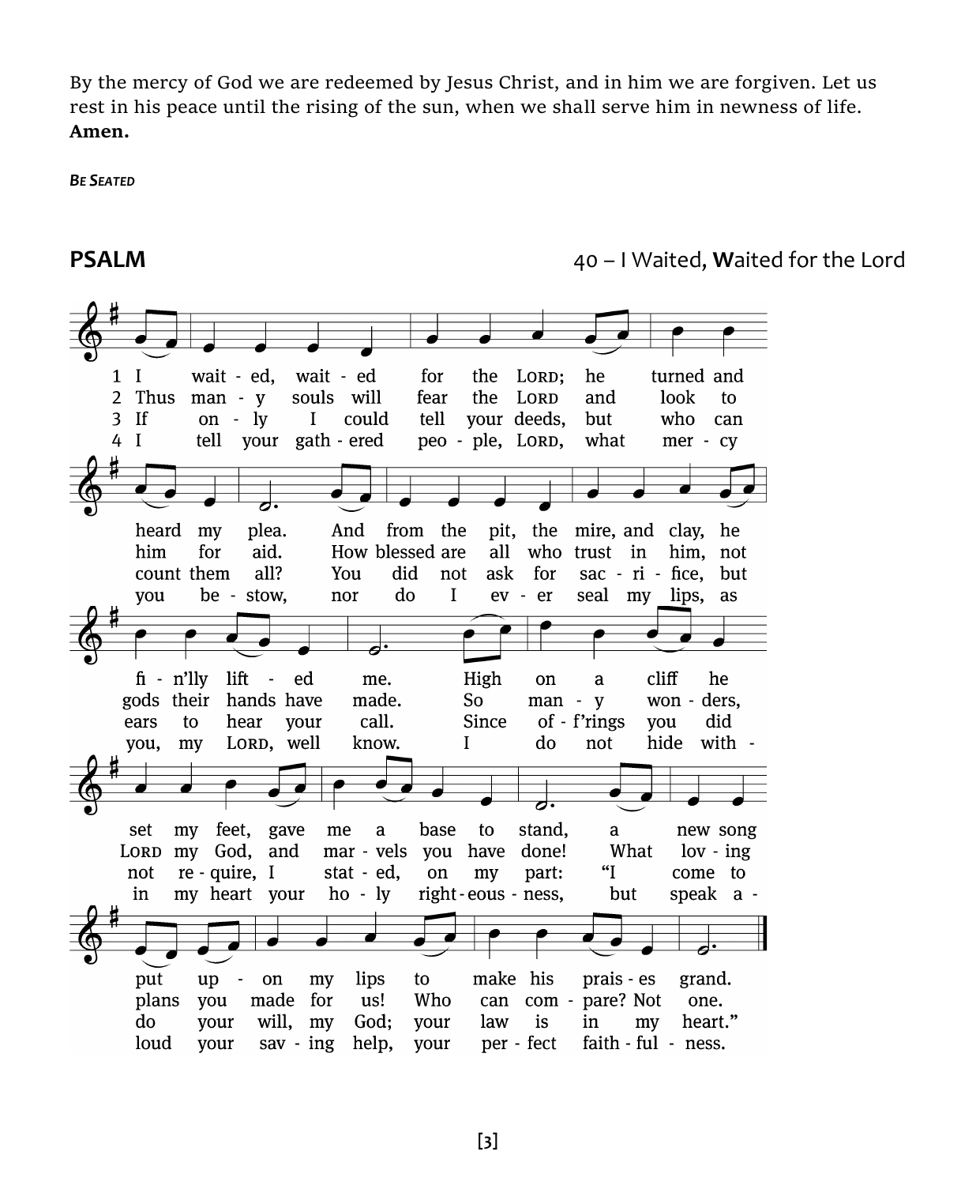By the mercy of God we are redeemed by Jesus Christ, and in him we are forgiven. Let us rest in his peace until the rising of the sun, when we shall serve him in newness of life.
**Amen.**

***Be Seated***

## PSALM

40 – I Waited, Waited for the Lord

1 I waited, waited for the LORD; he turned and heard my plea. And from the pit, the mire, and clay, he finally lifted me. High on a cliff he set my feet, gave me a base to stand, a new song put upon my lips to make his praises grand.

2 Thus many souls will fear the LORD and look to him for aid. How blessed are all who trust in him, not gods their hands have made. So many wonders, LORD my God, and marvels you have done! What loving plans you made for us! Who can compare? Not one.

3 If only I could tell your deeds, but who can count them all? You did not ask for sacrifice, but ears to hear your call. Since off'rings you did not require, I stated, on my part: "I come to do your will, my God; your law is in my heart."

4 I tell your gathered people, LORD, what mercy you bestow, nor do I ever seal my lips, as you, my LORD, well know. I do not hide within my heart your holy righteousness, but speak aloud your saving help, your perfect faithfulness.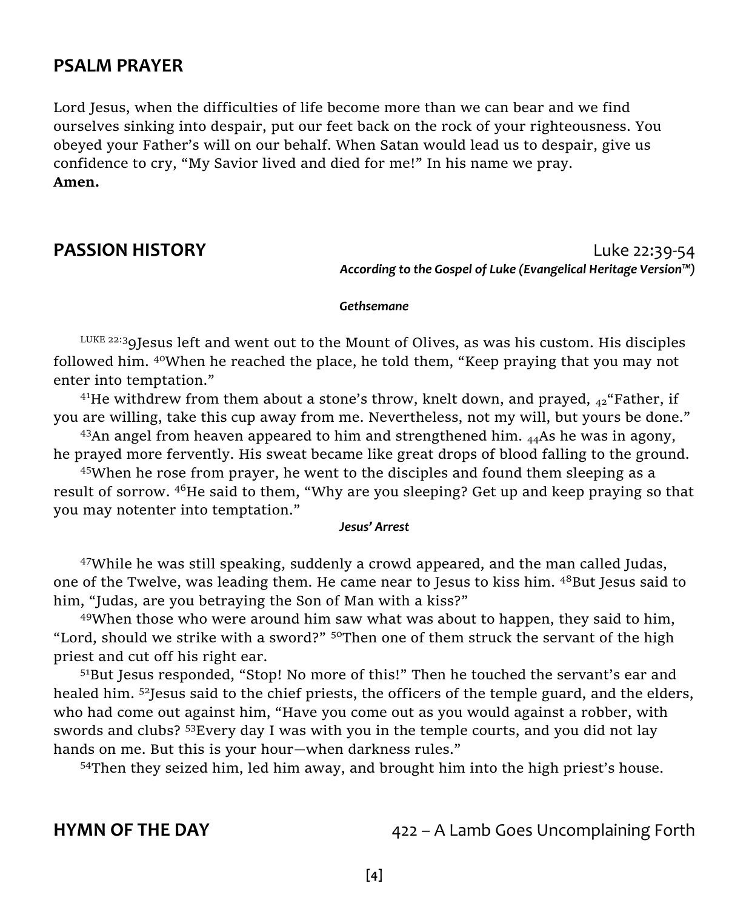## PSALM PRAYER

Lord Jesus, when the difficulties of life become more than we can bear and we find ourselves sinking into despair, put our feet back on the rock of your righteousness. You obeyed your Father's will on our behalf. When Satan would lead us to despair, give us confidence to cry, "My Savior lived and died for me!" In his name we pray.
**Amen.**

## PASSION HISTORY

Luke 22:39-54
*According to the Gospel of Luke (Evangelical Heritage Version™)*

*Gethsemane*

LUKE 22:39 Jesus left and went out to the Mount of Olives, as was his custom. His disciples followed him. 40 When he reached the place, he told them, "Keep praying that you may not enter into temptation."

41 He withdrew from them about a stone's throw, knelt down, and prayed, 42 "Father, if you are willing, take this cup away from me. Nevertheless, not my will, but yours be done."

43 An angel from heaven appeared to him and strengthened him. 44 As he was in agony, he prayed more fervently. His sweat became like great drops of blood falling to the ground.

45 When he rose from prayer, he went to the disciples and found them sleeping as a result of sorrow. 46 He said to them, "Why are you sleeping? Get up and keep praying so that you may notenter into temptation."

*Jesus' Arrest*

47 While he was still speaking, suddenly a crowd appeared, and the man called Judas, one of the Twelve, was leading them. He came near to Jesus to kiss him. 48 But Jesus said to him, "Judas, are you betraying the Son of Man with a kiss?"

49 When those who were around him saw what was about to happen, they said to him, "Lord, should we strike with a sword?" 50 Then one of them struck the servant of the high priest and cut off his right ear.

51 But Jesus responded, "Stop! No more of this!" Then he touched the servant's ear and healed him. 52 Jesus said to the chief priests, the officers of the temple guard, and the elders, who had come out against him, "Have you come out as you would against a robber, with swords and clubs? 53 Every day I was with you in the temple courts, and you did not lay hands on me. But this is your hour—when darkness rules."

54 Then they seized him, led him away, and brought him into the high priest's house.

## HYMN OF THE DAY

422 – A Lamb Goes Uncomplaining Forth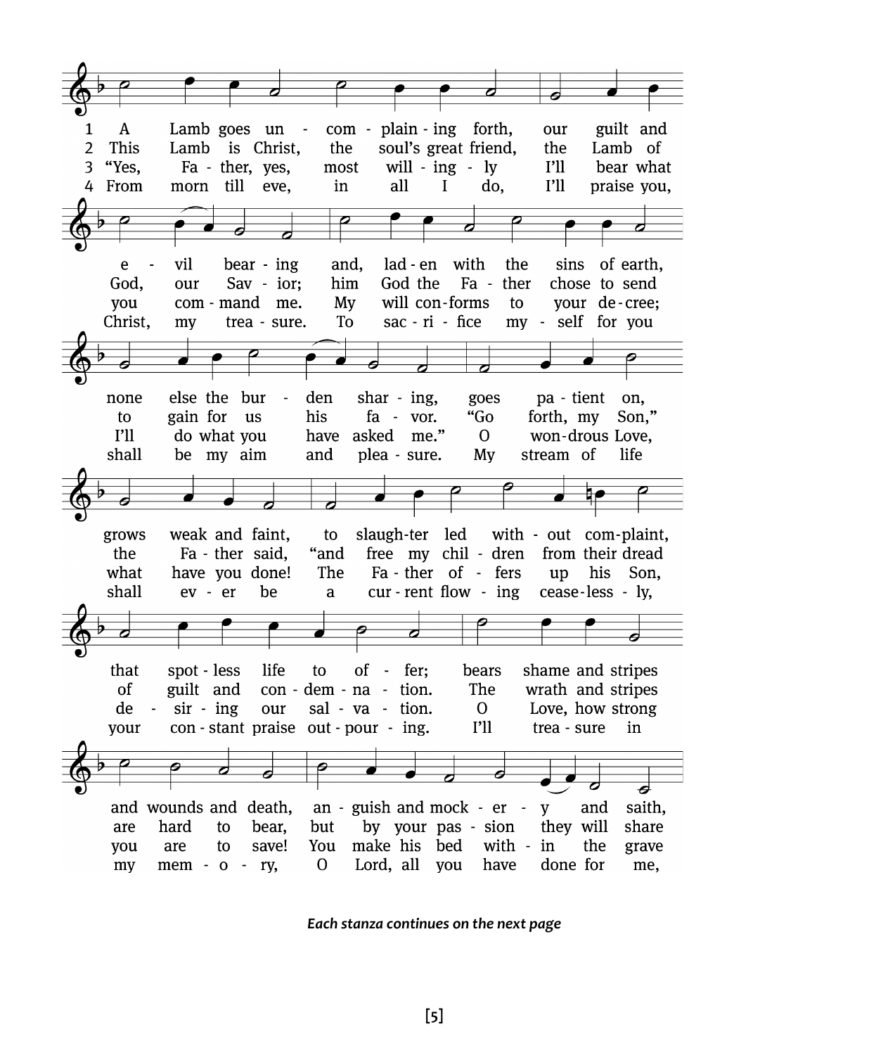1 A Lamb goes un - com - plain - ing forth, our guilt and
2 This Lamb is Christ, the soul's great friend, the Lamb of
3 "Yes, Fa - ther, yes, most will - ing - ly I'll bear what
4 From morn till eve, in all I do, I'll praise you,

e - vil bear - ing and, lad - en with the sins of earth,
God, our Sav - ior; him God the Fa - ther chose to send
you com - mand me. My will con - forms to your de - cree;
Christ, my trea - sure. To sac - ri - fice my - self for you

none else the bur - den shar - ing, goes pa - tient on,
to gain for us his fa - vor. "Go forth, my Son,"
I'll do what you have asked me." O won - drous Love,
shall be my aim and plea - sure. My stream of life

grows weak and faint, to slaugh - ter led with - out com - plaint,
the Fa - ther said, "and free my chil - dren from their dread
what have you done! The Fa - ther of - fers up his Son,
shall ev - er be a cur - rent flow - ing cease - less - ly,

that spot - less life to of - fer; bears shame and stripes
of guilt and con - dem - na - tion. The wrath and stripes
de - sir - ing our sal - va - tion. O Love, how strong
your con - stant praise out - pour - ing. I'll trea - sure in

and wounds and death, an - guish and mock - er - y and saith,
are hard to bear, but by your pas - sion they will share
you are to save! You make his bed with - in the grave
my mem - o - ry, O Lord, all you have done for me,

***Each stanza continues on the next page***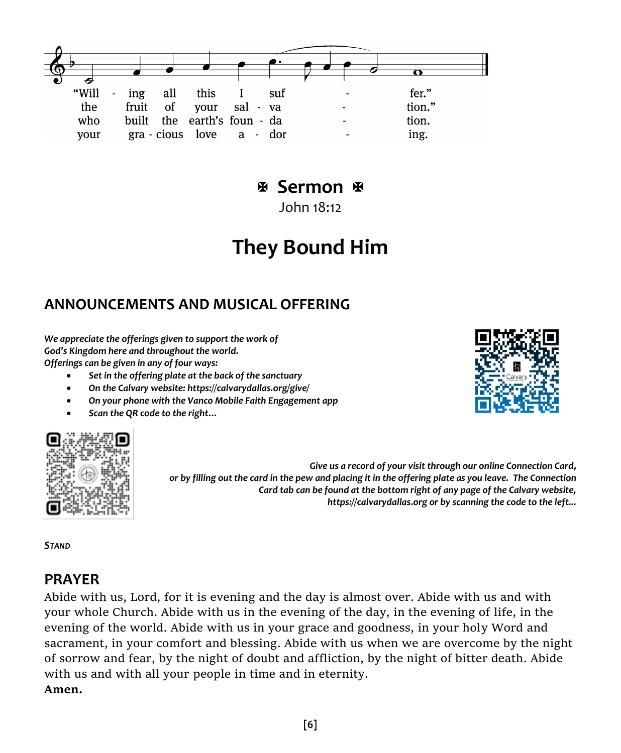"Will - ing all this I suf - fer."
the fruit of your sal - va - tion."
who built the earth's foun - da - tion.
your gra - cious love a - dor - ing.

## ✠ Sermon ✠

John 18:12

# They Bound Him

## ANNOUNCEMENTS AND MUSICAL OFFERING

***We appreciate the offerings given to support the work of God's Kingdom here and throughout the world. Offerings can be given in any of four ways:***

- ***Set in the offering plate at the back of the sanctuary***
- ***On the Calvary website: https://calvarydallas.org/give/***
- ***On your phone with the Vanco Mobile Faith Engagement app***
- ***Scan the QR code to the right…***

***Give us a record of your visit through our online Connection Card, or by filling out the card in the pew and placing it in the offering plate as you leave. The Connection Card tab can be found at the bottom right of any page of the Calvary website, https://calvarydallas.org or by scanning the code to the left…***

***Stand***

## PRAYER

Abide with us, Lord, for it is evening and the day is almost over. Abide with us and with your whole Church. Abide with us in the evening of the day, in the evening of life, in the evening of the world. Abide with us in your grace and goodness, in your holy Word and sacrament, in your comfort and blessing. Abide with us when we are overcome by the night of sorrow and fear, by the night of doubt and affliction, by the night of bitter death. Abide with us and with all your people in time and in eternity.
**Amen.**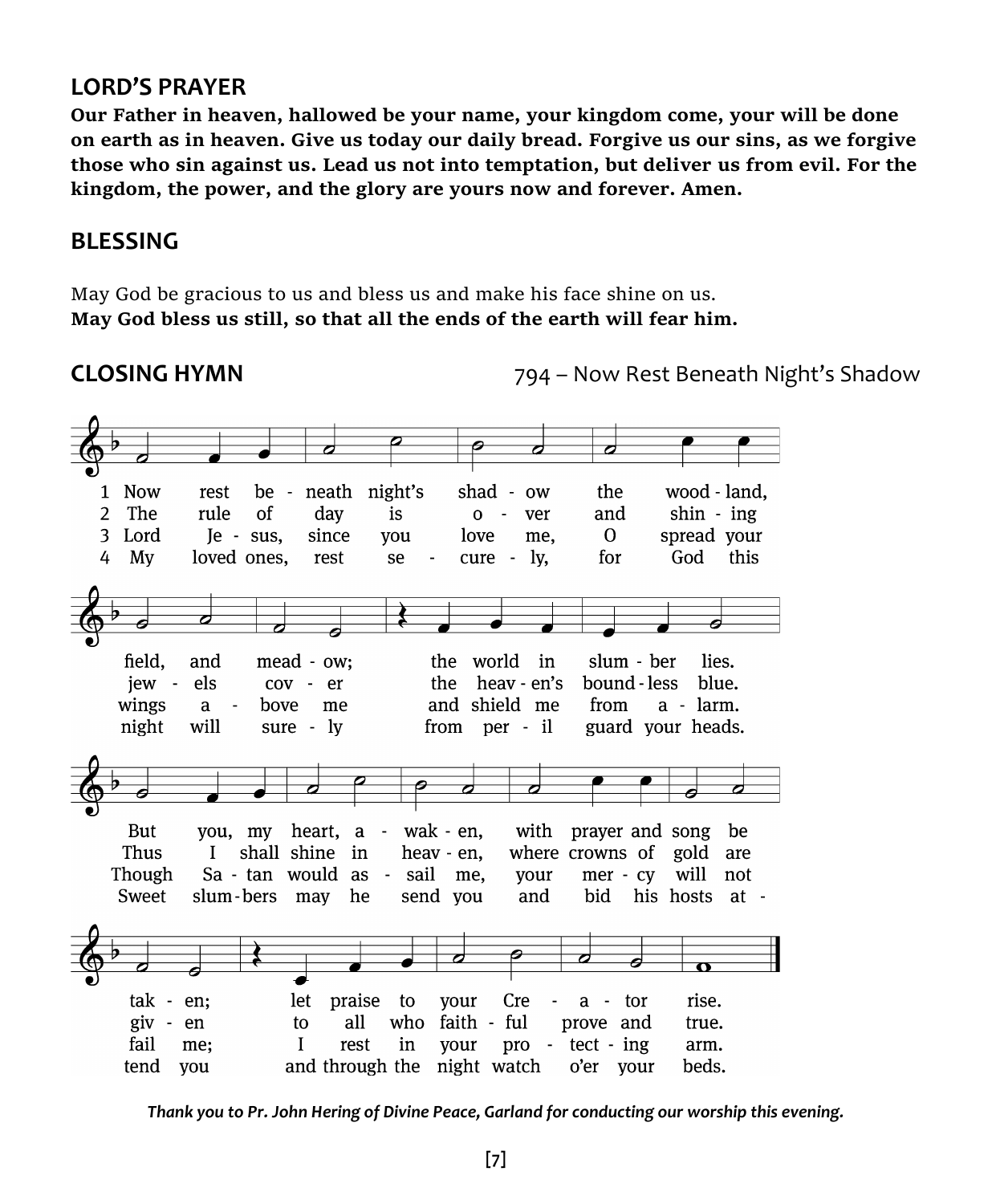## LORD'S PRAYER

**Our Father in heaven, hallowed be your name, your kingdom come, your will be done on earth as in heaven. Give us today our daily bread. Forgive us our sins, as we forgive those who sin against us. Lead us not into temptation, but deliver us from evil. For the kingdom, the power, and the glory are yours now and forever. Amen.**

## BLESSING

May God be gracious to us and bless us and make his face shine on us.
**May God bless us still, so that all the ends of the earth will fear him.**

## CLOSING HYMN

794 – Now Rest Beneath Night's Shadow

1 Now rest beneath night's shadow the woodland, field, and meadow; the world in slumber lies. But you, my heart, awaken, with prayer and song be taken; let praise to your Creator rise.

2 The rule of day is over and shining jewels cover the heaven's boundless blue. Thus I shall shine in heaven, where crowns of gold are given to all who faithful prove and true.

3 Lord Jesus, since you love me, O spread your wings above me and shield me from alarm. Though Satan would assail me, your mercy will not fail me; I rest in your protecting arm.

4 My loved ones, rest securely, for God this night will surely from peril guard your heads. Sweet slumbers may he send you and bid his hosts attend you and through the night watch o'er your beds.

*Thank you to Pr. John Hering of Divine Peace, Garland for conducting our worship this evening.*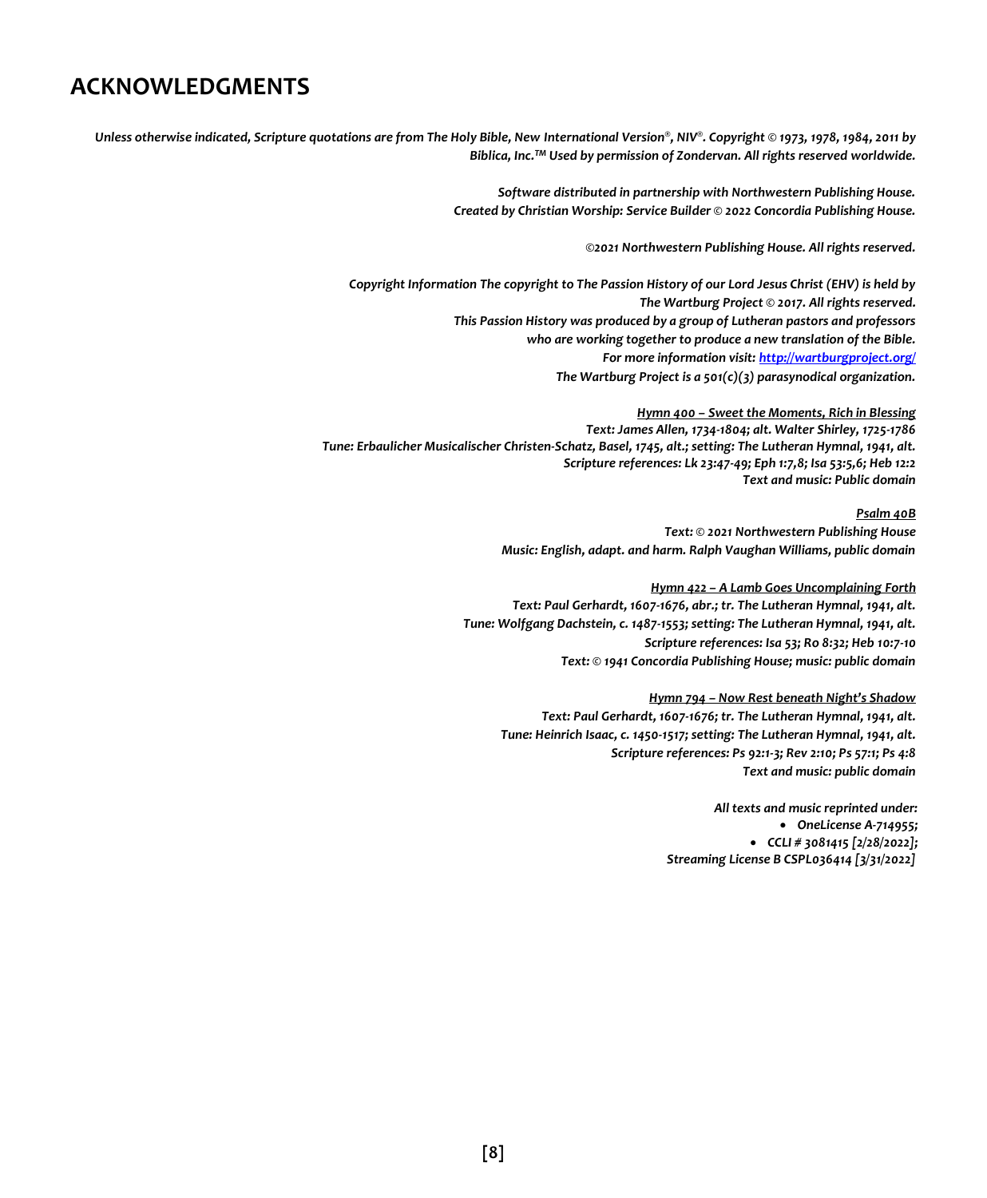# ACKNOWLEDGMENTS

*Unless otherwise indicated, Scripture quotations are from The Holy Bible, New International Version®, NIV®. Copyright © 1973, 1978, 1984, 2011 by Biblica, Inc.™ Used by permission of Zondervan. All rights reserved worldwide.*

*Software distributed in partnership with Northwestern Publishing House.*
*Created by Christian Worship: Service Builder © 2022 Concordia Publishing House.*

*©2021 Northwestern Publishing House. All rights reserved.*

*Copyright Information The copyright to The Passion History of our Lord Jesus Christ (EHV) is held by*
*The Wartburg Project © 2017. All rights reserved.*
*This Passion History was produced by a group of Lutheran pastors and professors*
*who are working together to produce a new translation of the Bible.*
*For more information visit: http://wartburgproject.org/*
*The Wartburg Project is a 501(c)(3) parasynodical organization.*

***Hymn 400 – Sweet the Moments, Rich in Blessing***
*Text: James Allen, 1734-1804; alt. Walter Shirley, 1725-1786*
*Tune: Erbaulicher Musicalischer Christen-Schatz, Basel, 1745, alt.; setting: The Lutheran Hymnal, 1941, alt.*
*Scripture references: Lk 23:47-49; Eph 1:7,8; Isa 53:5,6; Heb 12:2*
*Text and music: Public domain*

***Psalm 40B***
*Text: © 2021 Northwestern Publishing House*
*Music: English, adapt. and harm. Ralph Vaughan Williams, public domain*

***Hymn 422 – A Lamb Goes Uncomplaining Forth***
*Text: Paul Gerhardt, 1607-1676, abr.; tr. The Lutheran Hymnal, 1941, alt.*
*Tune: Wolfgang Dachstein, c. 1487-1553; setting: The Lutheran Hymnal, 1941, alt.*
*Scripture references: Isa 53; Ro 8:32; Heb 10:7-10*
*Text: © 1941 Concordia Publishing House; music: public domain*

***Hymn 794 – Now Rest beneath Night's Shadow***
*Text: Paul Gerhardt, 1607-1676; tr. The Lutheran Hymnal, 1941, alt.*
*Tune: Heinrich Isaac, c. 1450-1517; setting: The Lutheran Hymnal, 1941, alt.*
*Scripture references: Ps 92:1-3; Rev 2:10; Ps 57:1; Ps 4:8*
*Text and music: public domain*

*All texts and music reprinted under:*
- *OneLicense A-714955;*
- *CCLI # 3081415 [2/28/2022];*

*Streaming License B CSPL036414 [3/31/2022]*